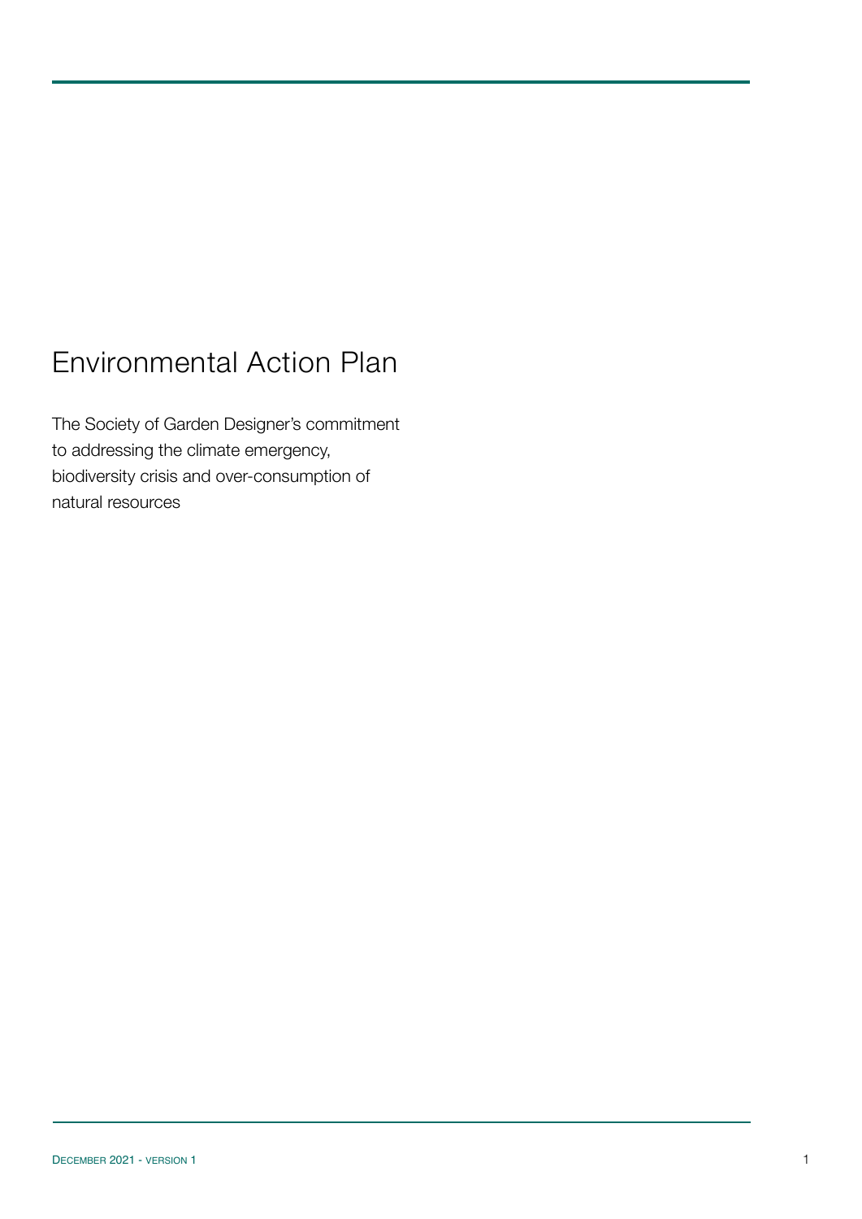# Environmental Action Plan

The Society of Garden Designer's commitment to addressing the climate emergency, biodiversity crisis and over-consumption of natural resources

DECEMBER 2021 - VERSION 1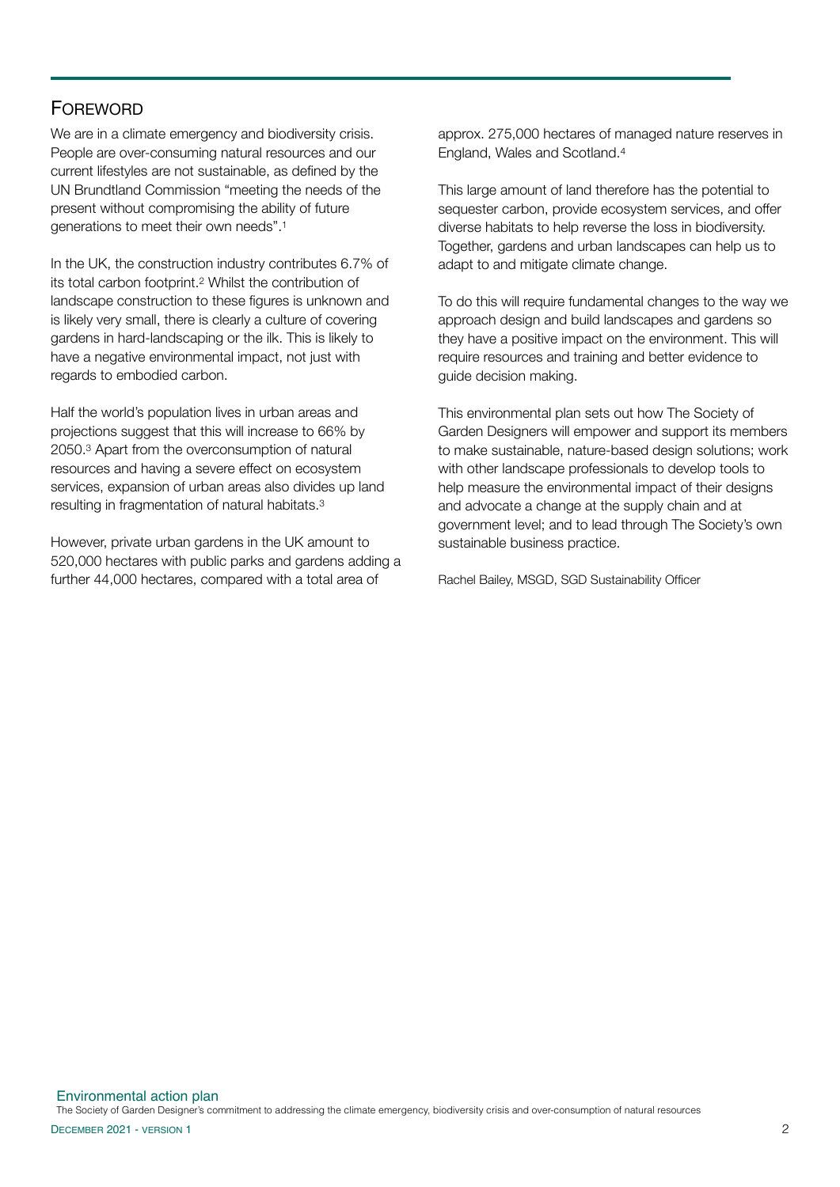## Foreword

We are in a climate emergency and biodiversity crisis. People are over-consuming natural resources and our current lifestyles are not sustainable, as defined by the UN Brundtland Commission "meeting the needs of the present without compromising the ability of future generations to meet their own needs".[1]

In the UK, the construction industry contributes 6.7% of its total carbon footprint.[2] Whilst the contribution of landscape construction to these figures is unknown and is likely very small, there is clearly a culture of covering gardens in hard-landscaping or the ilk. This is likely to have a negative environmental impact, not just with regards to embodied carbon.

Half the world's population lives in urban areas and projections suggest that this will increase to 66% by 2050.[3] Apart from the overconsumption of natural resources and having a severe effect on ecosystem services, expansion of urban areas also divides up land resulting in fragmentation of natural habitats.[3]

However, private urban gardens in the UK amount to 520,000 hectares with public parks and gardens adding a further 44,000 hectares, compared with a total area of approx. 275,000 hectares of managed nature reserves in England, Wales and Scotland.[4]

This large amount of land therefore has the potential to sequester carbon, provide ecosystem services, and offer diverse habitats to help reverse the loss in biodiversity. Together, gardens and urban landscapes can help us to adapt to and mitigate climate change.

To do this will require fundamental changes to the way we approach design and build landscapes and gardens so they have a positive impact on the environment. This will require resources and training and better evidence to guide decision making.

This environmental plan sets out how The Society of Garden Designers will empower and support its members to make sustainable, nature-based design solutions; work with other landscape professionals to develop tools to help measure the environmental impact of their designs and advocate a change at the supply chain and at government level; and to lead through The Society's own sustainable business practice.

Rachel Bailey, MSGD, SGD Sustainability Officer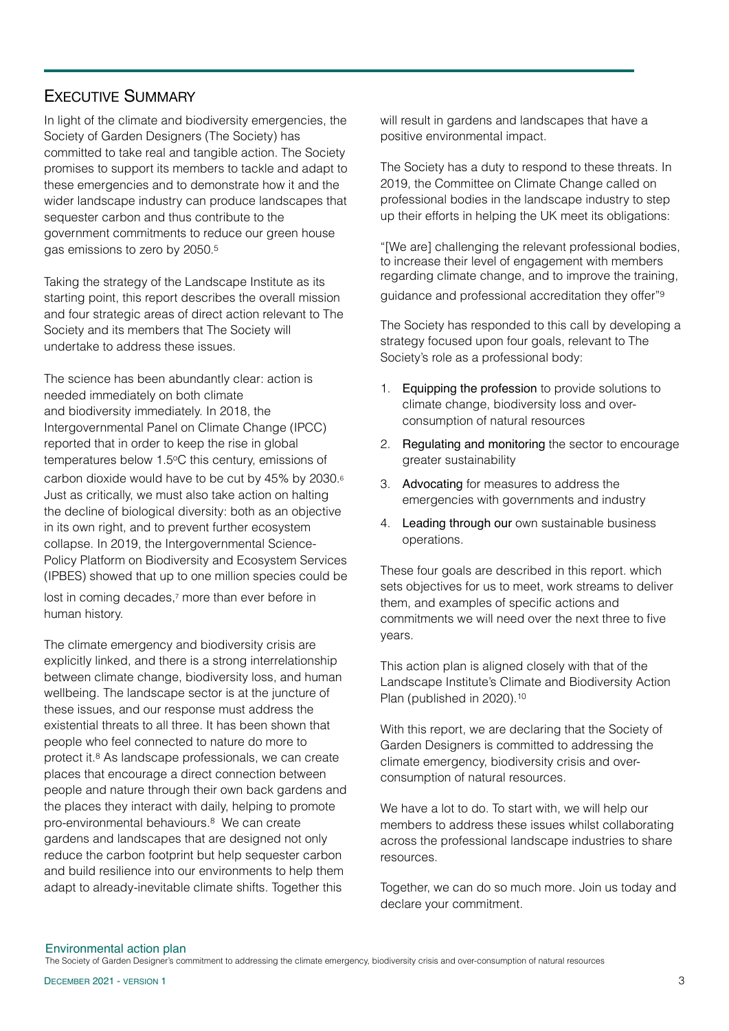## Executive Summary

In light of the climate and biodiversity emergencies, the Society of Garden Designers (The Society) has committed to take real and tangible action. The Society promises to support its members to tackle and adapt to these emergencies and to demonstrate how it and the wider landscape industry can produce landscapes that sequester carbon and thus contribute to the government commitments to reduce our green house gas emissions to zero by 2050.[5]

Taking the strategy of the Landscape Institute as its starting point, this report describes the overall mission and four strategic areas of direct action relevant to The Society and its members that The Society will undertake to address these issues.

The science has been abundantly clear: action is needed immediately on both climate and biodiversity immediately. In 2018, the Intergovernmental Panel on Climate Change (IPCC) reported that in order to keep the rise in global temperatures below 1.5ºC this century, emissions of carbon dioxide would have to be cut by 45% by 2030.[6] Just as critically, we must also take action on halting the decline of biological diversity: both as an objective in its own right, and to prevent further ecosystem collapse. In 2019, the Intergovernmental Science-Policy Platform on Biodiversity and Ecosystem Services (IPBES) showed that up to one million species could be lost in coming decades,[7] more than ever before in human history.

The climate emergency and biodiversity crisis are explicitly linked, and there is a strong interrelationship between climate change, biodiversity loss, and human wellbeing. The landscape sector is at the juncture of these issues, and our response must address the existential threats to all three. It has been shown that people who feel connected to nature do more to protect it.[8] As landscape professionals, we can create places that encourage a direct connection between people and nature through their own back gardens and the places they interact with daily, helping to promote pro-environmental behaviours.[8] We can create gardens and landscapes that are designed not only reduce the carbon footprint but help sequester carbon and build resilience into our environments to help them adapt to already-inevitable climate shifts. Together this will result in gardens and landscapes that have a positive environmental impact.

The Society has a duty to respond to these threats. In 2019, the Committee on Climate Change called on professional bodies in the landscape industry to step up their efforts in helping the UK meet its obligations:

"[We are] challenging the relevant professional bodies, to increase their level of engagement with members regarding climate change, and to improve the training, guidance and professional accreditation they offer"[9]

The Society has responded to this call by developing a strategy focused upon four goals, relevant to The Society's role as a professional body:

1. Equipping the profession to provide solutions to climate change, biodiversity loss and over-consumption of natural resources
2. Regulating and monitoring the sector to encourage greater sustainability
3. Advocating for measures to address the emergencies with governments and industry
4. Leading through our own sustainable business operations.

These four goals are described in this report. which sets objectives for us to meet, work streams to deliver them, and examples of specific actions and commitments we will need over the next three to five years.

This action plan is aligned closely with that of the Landscape Institute's Climate and Biodiversity Action Plan (published in 2020).[10]

With this report, we are declaring that the Society of Garden Designers is committed to addressing the climate emergency, biodiversity crisis and over-consumption of natural resources.

We have a lot to do. To start with, we will help our members to address these issues whilst collaborating across the professional landscape industries to share resources.

Together, we can do so much more. Join us today and declare your commitment.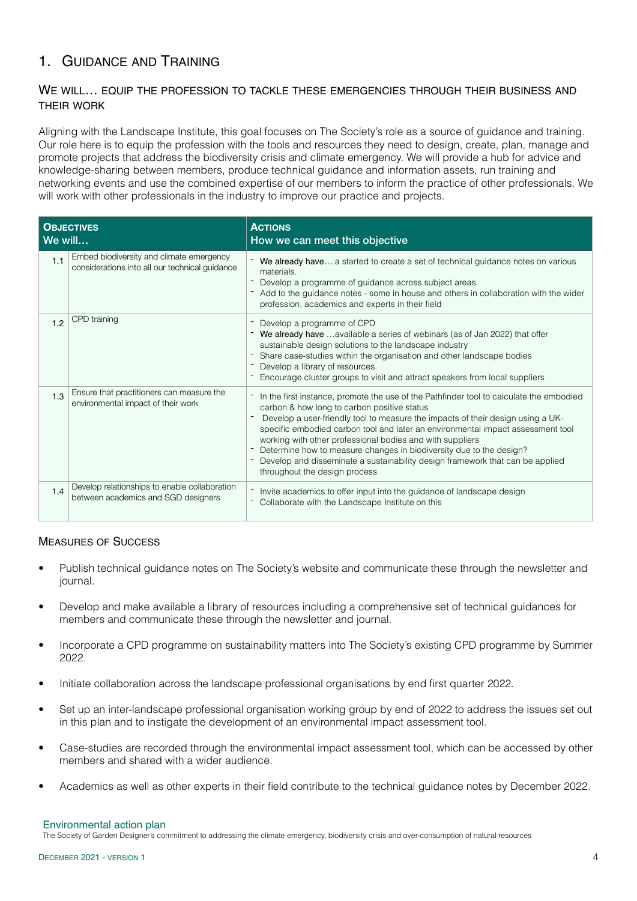## 1. Guidance and Training

### We will… equip the profession to tackle these emergencies through their business and their work

Aligning with the Landscape Institute, this goal focuses on The Society's role as a source of guidance and training. Our role here is to equip the profession with the tools and resources they need to design, create, plan, manage and promote projects that address the biodiversity crisis and climate emergency. We will provide a hub for advice and knowledge-sharing between members, produce technical guidance and information assets, run training and networking events and use the combined expertise of our members to inform the practice of other professionals. We will work with other professionals in the industry to improve our practice and projects.

| **Objectives**<br>We will… | | **Actions**<br>How we can meet this objective |
|---|---|---|
| 1.1 | Embed biodiversity and climate emergency considerations into all our technical guidance | - **We already have…** a started to create a set of technical guidance notes on various materials.<br>- Develop a programme of guidance across subject areas<br>- Add to the guidance notes - some in house and others in collaboration with the wider profession, academics and experts in their field |
| 1.2 | CPD training | - Develop a programme of CPD<br>- **We already have** …available a series of webinars (as of Jan 2022) that offer sustainable design solutions to the landscape industry<br>- Share case-studies within the organisation and other landscape bodies<br>- Develop a library of resources.<br>- Encourage cluster groups to visit and attract speakers from local suppliers |
| 1.3 | Ensure that practitioners can measure the environmental impact of their work | - In the first instance, promote the use of the Pathfinder tool to calculate the embodied carbon & how long to carbon positive status<br>- Develop a user-friendly tool to measure the impacts of their design using a UK-specific embodied carbon tool and later an environmental impact assessment tool working with other professional bodies and with suppliers<br>- Determine how to measure changes in biodiversity due to the design?<br>- Develop and disseminate a sustainability design framework that can be applied throughout the design process |
| 1.4 | Develop relationships to enable collaboration between academics and SGD designers | - Invite academics to offer input into the guidance of landscape design<br>- Collaborate with the Landscape Institute on this |

### Measures of Success

- Publish technical guidance notes on The Society's website and communicate these through the newsletter and journal.
- Develop and make available a library of resources including a comprehensive set of technical guidances for members and communicate these through the newsletter and journal.
- Incorporate a CPD programme on sustainability matters into The Society's existing CPD programme by Summer 2022.
- Initiate collaboration across the landscape professional organisations by end first quarter 2022.
- Set up an inter-landscape professional organisation working group by end of 2022 to address the issues set out in this plan and to instigate the development of an environmental impact assessment tool.
- Case-studies are recorded through the environmental impact assessment tool, which can be accessed by other members and shared with a wider audience.
- Academics as well as other experts in their field contribute to the technical guidance notes by December 2022.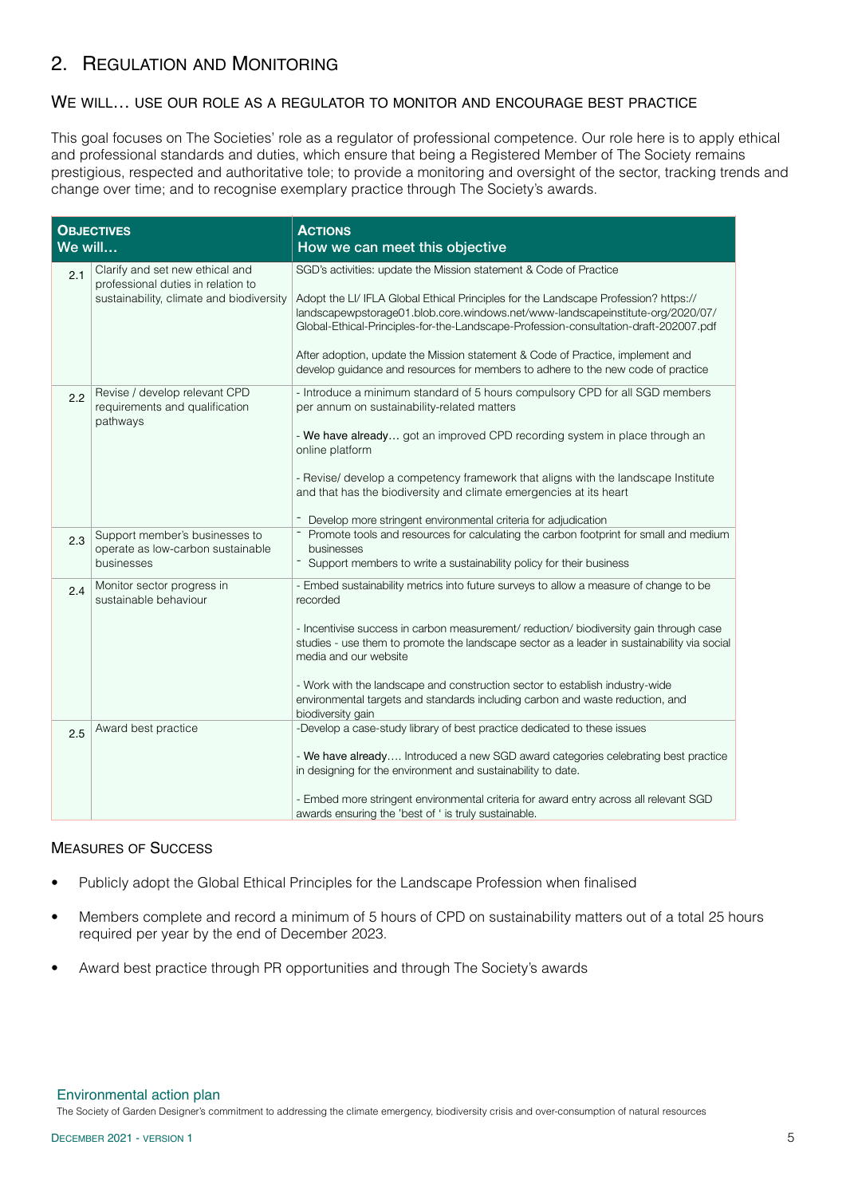## 2. Regulation and Monitoring

### We will… use our role as a regulator to monitor and encourage best practice

This goal focuses on The Societies' role as a regulator of professional competence. Our role here is to apply ethical and professional standards and duties, which ensure that being a Registered Member of The Society remains prestigious, respected and authoritative tole; to provide a monitoring and oversight of the sector, tracking trends and change over time; and to recognise exemplary practice through The Society's awards.

| | **Objectives**<br>**We will…** | **Actions**<br>**How we can meet this objective** |
|---|---|---|
| 2.1 | Clarify and set new ethical and professional duties in relation to sustainability, climate and biodiversity | SGD's activities: update the Mission statement & Code of Practice<br><br>Adopt the LI/ IFLA Global Ethical Principles for the Landscape Profession? https://landscapewpstorage01.blob.core.windows.net/www-landscapeinstitute-org/2020/07/Global-Ethical-Principles-for-the-Landscape-Profession-consultation-draft-202007.pdf<br><br>After adoption, update the Mission statement & Code of Practice, implement and develop guidance and resources for members to adhere to the new code of practice |
| 2.2 | Revise / develop relevant CPD requirements and qualification pathways | - Introduce a minimum standard of 5 hours compulsory CPD for all SGD members per annum on sustainability-related matters<br><br>- **We have already…** got an improved CPD recording system in place through an online platform<br><br>- Revise/ develop a competency framework that aligns with the landscape Institute and that has the biodiversity and climate emergencies at its heart<br><br>- Develop more stringent environmental criteria for adjudication |
| 2.3 | Support member's businesses to operate as low-carbon sustainable businesses | - Promote tools and resources for calculating the carbon footprint for small and medium businesses<br>- Support members to write a sustainability policy for their business |
| 2.4 | Monitor sector progress in sustainable behaviour | - Embed sustainability metrics into future surveys to allow a measure of change to be recorded<br><br>- Incentivise success in carbon measurement/ reduction/ biodiversity gain through case studies - use them to promote the landscape sector as a leader in sustainability via social media and our website<br><br>- Work with the landscape and construction sector to establish industry-wide environmental targets and standards including carbon and waste reduction, and biodiversity gain |
| 2.5 | Award best practice | -Develop a case-study library of best practice dedicated to these issues<br><br>- **We have already….** Introduced a new SGD award categories celebrating best practice in designing for the environment and sustainability to date.<br><br>- Embed more stringent environmental criteria for award entry across all relevant SGD awards ensuring the 'best of ' is truly sustainable. |

### Measures of Success

- Publicly adopt the Global Ethical Principles for the Landscape Profession when finalised
- Members complete and record a minimum of 5 hours of CPD on sustainability matters out of a total 25 hours required per year by the end of December 2023.
- Award best practice through PR opportunities and through The Society's awards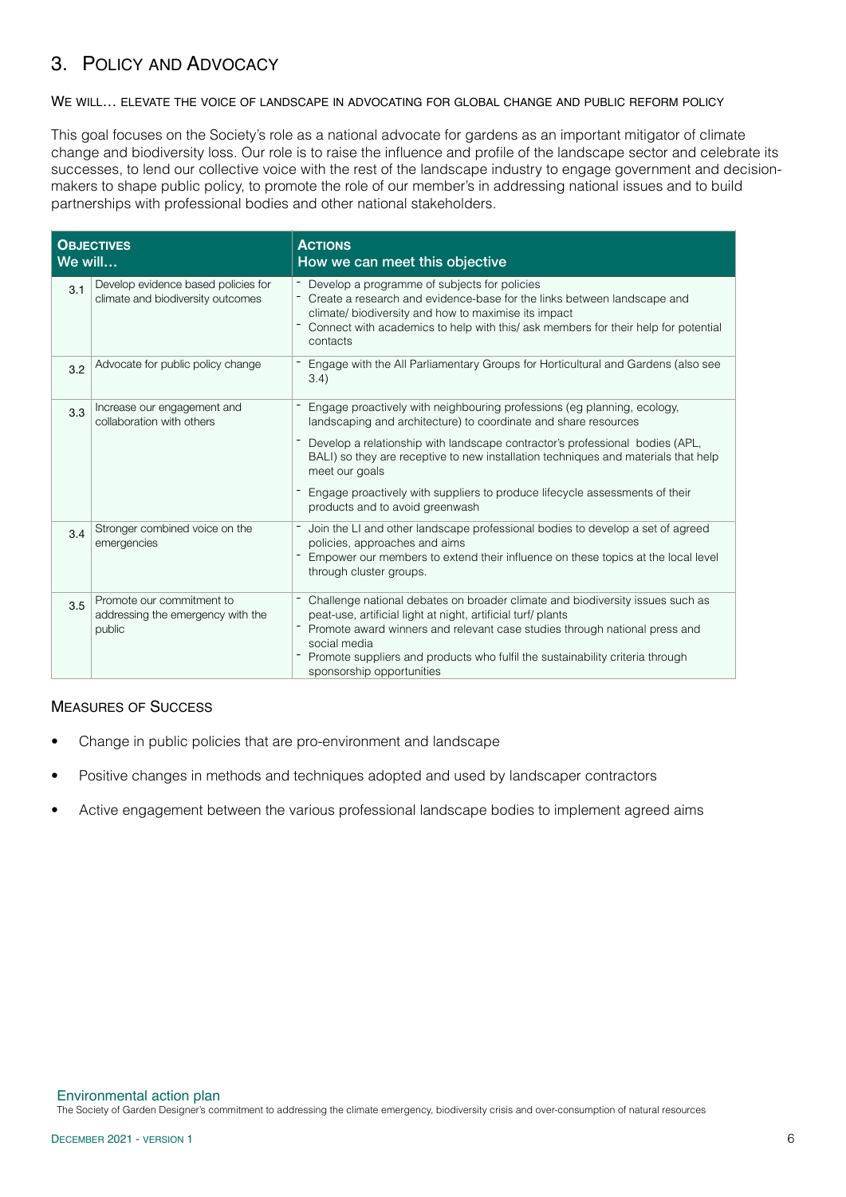## 3. Policy and Advocacy

WE WILL… ELEVATE THE VOICE OF LANDSCAPE IN ADVOCATING FOR GLOBAL CHANGE AND PUBLIC REFORM POLICY

This goal focuses on the Society's role as a national advocate for gardens as an important mitigator of climate change and biodiversity loss. Our role is to raise the influence and profile of the landscape sector and celebrate its successes, to lend our collective voice with the rest of the landscape industry to engage government and decision-makers to shape public policy, to promote the role of our member's in addressing national issues and to build partnerships with professional bodies and other national stakeholders.

| **Objectives** We will… | | **Actions** How we can meet this objective |
|---|---|---|
| 3.1 | Develop evidence based policies for climate and biodiversity outcomes | - Develop a programme of subjects for policies<br>- Create a research and evidence-base for the links between landscape and climate/ biodiversity and how to maximise its impact<br>- Connect with academics to help with this/ ask members for their help for potential contacts |
| 3.2 | Advocate for public policy change | - Engage with the All Parliamentary Groups for Horticultural and Gardens (also see 3.4) |
| 3.3 | Increase our engagement and collaboration with others | - Engage proactively with neighbouring professions (eg planning, ecology, landscaping and architecture) to coordinate and share resources<br>- Develop a relationship with landscape contractor's professional bodies (APL, BALI) so they are receptive to new installation techniques and materials that help meet our goals<br>- Engage proactively with suppliers to produce lifecycle assessments of their products and to avoid greenwash |
| 3.4 | Stronger combined voice on the emergencies | - Join the LI and other landscape professional bodies to develop a set of agreed policies, approaches and aims<br>- Empower our members to extend their influence on these topics at the local level through cluster groups. |
| 3.5 | Promote our commitment to addressing the emergency with the public | - Challenge national debates on broader climate and biodiversity issues such as peat-use, artificial light at night, artificial turf/ plants<br>- Promote award winners and relevant case studies through national press and social media<br>- Promote suppliers and products who fulfil the sustainability criteria through sponsorship opportunities |

### Measures of Success

- Change in public policies that are pro-environment and landscape
- Positive changes in methods and techniques adopted and used by landscaper contractors
- Active engagement between the various professional landscape bodies to implement agreed aims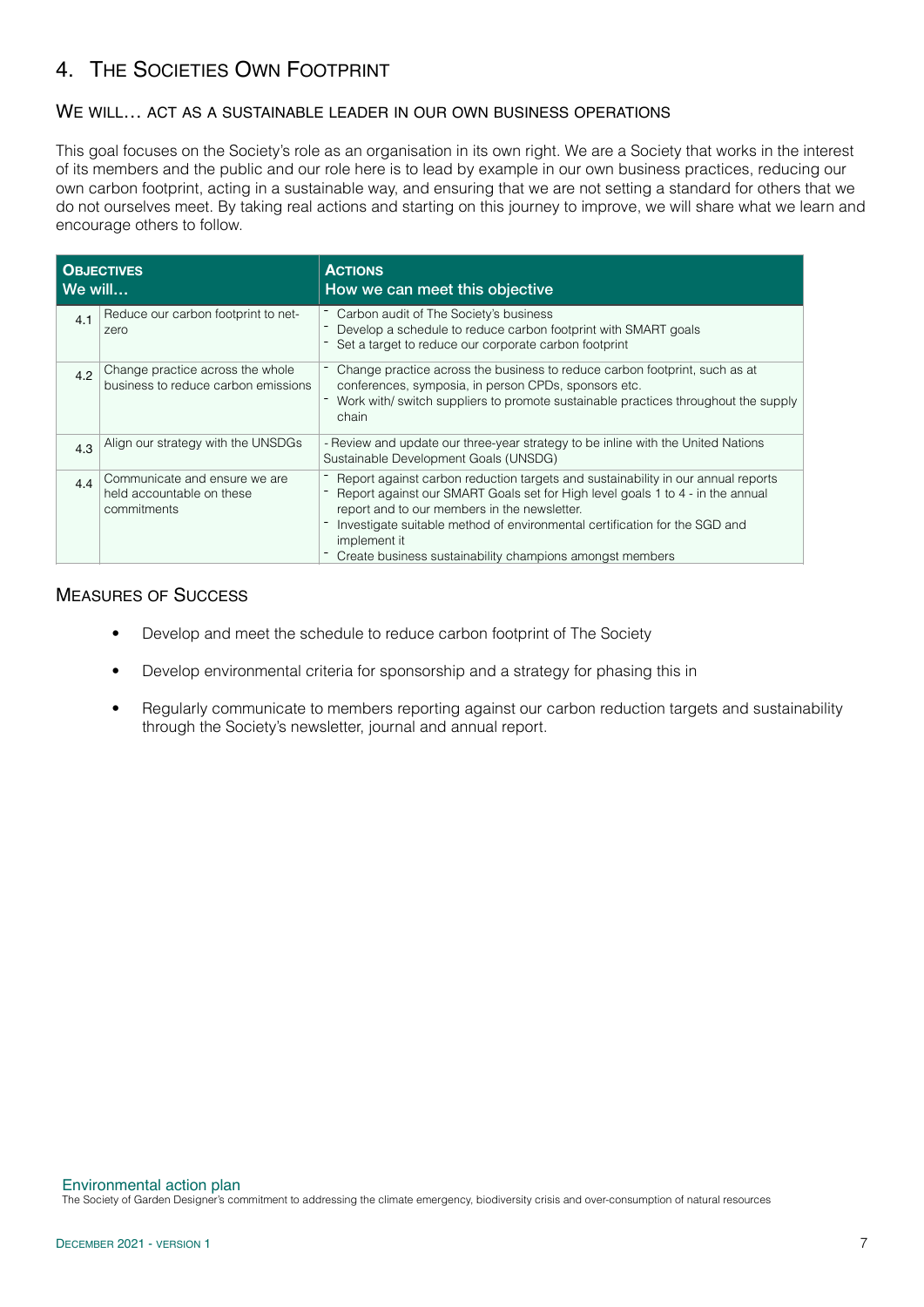## 4. The Societies Own Footprint

### We will… act as a sustainable leader in our own business operations

This goal focuses on the Society's role as an organisation in its own right. We are a Society that works in the interest of its members and the public and our role here is to lead by example in our own business practices, reducing our own carbon footprint, acting in a sustainable way, and ensuring that we are not setting a standard for others that we do not ourselves meet. By taking real actions and starting on this journey to improve, we will share what we learn and encourage others to follow.

| | **Objectives**<br>We will… | **Actions**<br>How we can meet this objective |
|---|---|---|
| 4.1 | Reduce our carbon footprint to net-zero | - Carbon audit of The Society's business<br>- Develop a schedule to reduce carbon footprint with SMART goals<br>- Set a target to reduce our corporate carbon footprint |
| 4.2 | Change practice across the whole business to reduce carbon emissions | - Change practice across the business to reduce carbon footprint, such as at conferences, symposia, in person CPDs, sponsors etc.<br>- Work with/ switch suppliers to promote sustainable practices throughout the supply chain |
| 4.3 | Align our strategy with the UNSDGs | - Review and update our three-year strategy to be inline with the United Nations Sustainable Development Goals (UNSDG) |
| 4.4 | Communicate and ensure we are held accountable on these commitments | - Report against carbon reduction targets and sustainability in our annual reports<br>- Report against our SMART Goals set for High level goals 1 to 4 - in the annual report and to our members in the newsletter.<br>- Investigate suitable method of environmental certification for the SGD and implement it<br>- Create business sustainability champions amongst members |

### Measures of Success

- Develop and meet the schedule to reduce carbon footprint of The Society
- Develop environmental criteria for sponsorship and a strategy for phasing this in
- Regularly communicate to members reporting against our carbon reduction targets and sustainability through the Society's newsletter, journal and annual report.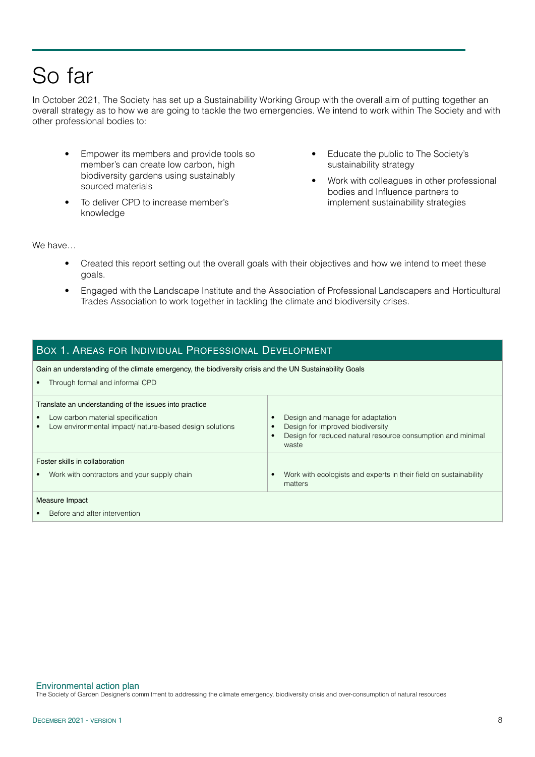# So far

In October 2021, The Society has set up a Sustainability Working Group with the overall aim of putting together an overall strategy as to how we are going to tackle the two emergencies. We intend to work within The Society and with other professional bodies to:

- Empower its members and provide tools so member's can create low carbon, high biodiversity gardens using sustainably sourced materials
- To deliver CPD to increase member's knowledge
- Educate the public to The Society's sustainability strategy
- Work with colleagues in other professional bodies and Influence partners to implement sustainability strategies

We have…

- Created this report setting out the overall goals with their objectives and how we intend to meet these goals.
- Engaged with the Landscape Institute and the Association of Professional Landscapers and Horticultural Trades Association to work together in tackling the climate and biodiversity crises.

## Box 1. Areas for Individual Professional Development

**Gain an understanding of the climate emergency, the biodiversity crisis and the UN Sustainability Goals**

- Through formal and informal CPD

**Translate an understanding of the issues into practice**

- Low carbon material specification
- Low environmental impact/ nature-based design solutions
- Design and manage for adaptation
- Design for improved biodiversity
- Design for reduced natural resource consumption and minimal waste

**Foster skills in collaboration**

- Work with contractors and your supply chain
- Work with ecologists and experts in their field on sustainability matters

**Measure Impact**

- Before and after intervention

Environmental action plan

The Society of Garden Designer's commitment to addressing the climate emergency, biodiversity crisis and over-consumption of natural resources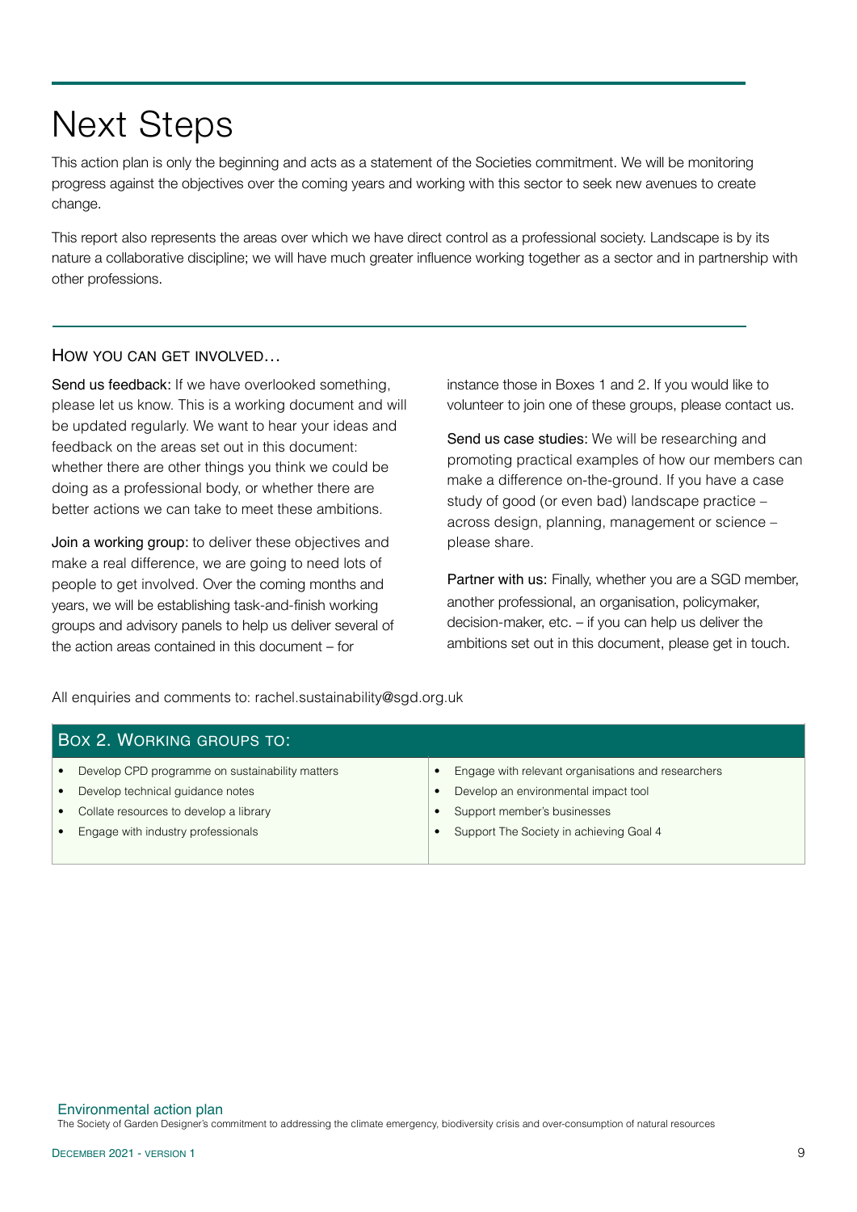# Next Steps

This action plan is only the beginning and acts as a statement of the Societies commitment. We will be monitoring progress against the objectives over the coming years and working with this sector to seek new avenues to create change.

This report also represents the areas over which we have direct control as a professional society. Landscape is by its nature a collaborative discipline; we will have much greater influence working together as a sector and in partnership with other professions.

## How you can get involved…

Send us feedback: If we have overlooked something, please let us know. This is a working document and will be updated regularly. We want to hear your ideas and feedback on the areas set out in this document: whether there are other things you think we could be doing as a professional body, or whether there are better actions we can take to meet these ambitions.

Join a working group: to deliver these objectives and make a real difference, we are going to need lots of people to get involved. Over the coming months and years, we will be establishing task-and-finish working groups and advisory panels to help us deliver several of the action areas contained in this document – for instance those in Boxes 1 and 2. If you would like to volunteer to join one of these groups, please contact us.

Send us case studies: We will be researching and promoting practical examples of how our members can make a difference on-the-ground. If you have a case study of good (or even bad) landscape practice – across design, planning, management or science – please share.

Partner with us: Finally, whether you are a SGD member, another professional, an organisation, policymaker, decision-maker, etc. – if you can help us deliver the ambitions set out in this document, please get in touch.

All enquiries and comments to: rachel.sustainability@sgd.org.uk

### Box 2. Working groups to:

- Develop CPD programme on sustainability matters
- Develop technical guidance notes
- Collate resources to develop a library
- Engage with industry professionals
- Engage with relevant organisations and researchers
- Develop an environmental impact tool
- Support member's businesses
- Support The Society in achieving Goal 4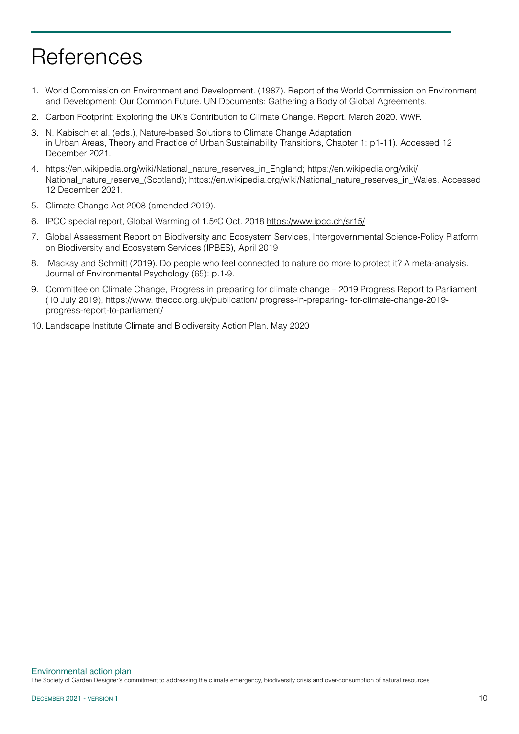# References

1. World Commission on Environment and Development. (1987). Report of the World Commission on Environment and Development: Our Common Future. UN Documents: Gathering a Body of Global Agreements.
2. Carbon Footprint: Exploring the UK's Contribution to Climate Change. Report. March 2020. WWF.
3. N. Kabisch et al. (eds.), Nature-based Solutions to Climate Change Adaptation in Urban Areas, Theory and Practice of Urban Sustainability Transitions, Chapter 1: p1-11). Accessed 12 December 2021.
4. https://en.wikipedia.org/wiki/National_nature_reserves_in_England; https://en.wikipedia.org/wiki/National_nature_reserve_(Scotland); https://en.wikipedia.org/wiki/National_nature_reserves_in_Wales. Accessed 12 December 2021.
5. Climate Change Act 2008 (amended 2019).
6. IPCC special report, Global Warming of 1.5ºC Oct. 2018 https://www.ipcc.ch/sr15/
7. Global Assessment Report on Biodiversity and Ecosystem Services, Intergovernmental Science-Policy Platform on Biodiversity and Ecosystem Services (IPBES), April 2019
8. Mackay and Schmitt (2019). Do people who feel connected to nature do more to protect it? A meta-analysis. Journal of Environmental Psychology (65): p.1-9.
9. Committee on Climate Change, Progress in preparing for climate change – 2019 Progress Report to Parliament (10 July 2019), https://www. theccc.org.uk/publication/ progress-in-preparing- for-climate-change-2019-progress-report-to-parliament/
10. Landscape Institute Climate and Biodiversity Action Plan. May 2020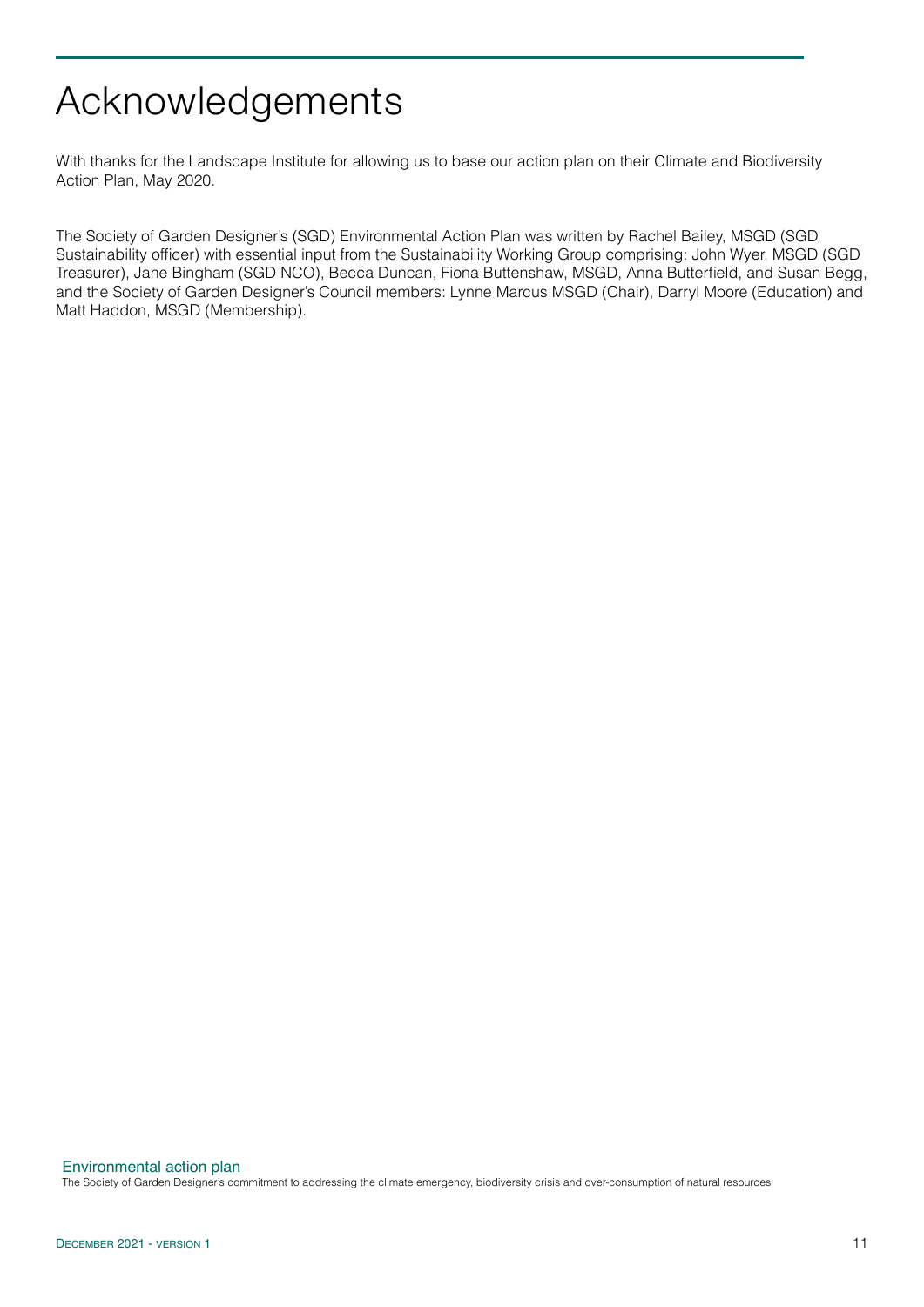# Acknowledgements

With thanks for the Landscape Institute for allowing us to base our action plan on their Climate and Biodiversity Action Plan, May 2020.

The Society of Garden Designer's (SGD) Environmental Action Plan was written by Rachel Bailey, MSGD (SGD Sustainability officer) with essential input from the Sustainability Working Group comprising: John Wyer, MSGD (SGD Treasurer), Jane Bingham (SGD NCO), Becca Duncan, Fiona Buttenshaw, MSGD, Anna Butterfield, and Susan Begg, and the Society of Garden Designer's Council members: Lynne Marcus MSGD (Chair), Darryl Moore (Education) and Matt Haddon, MSGD (Membership).